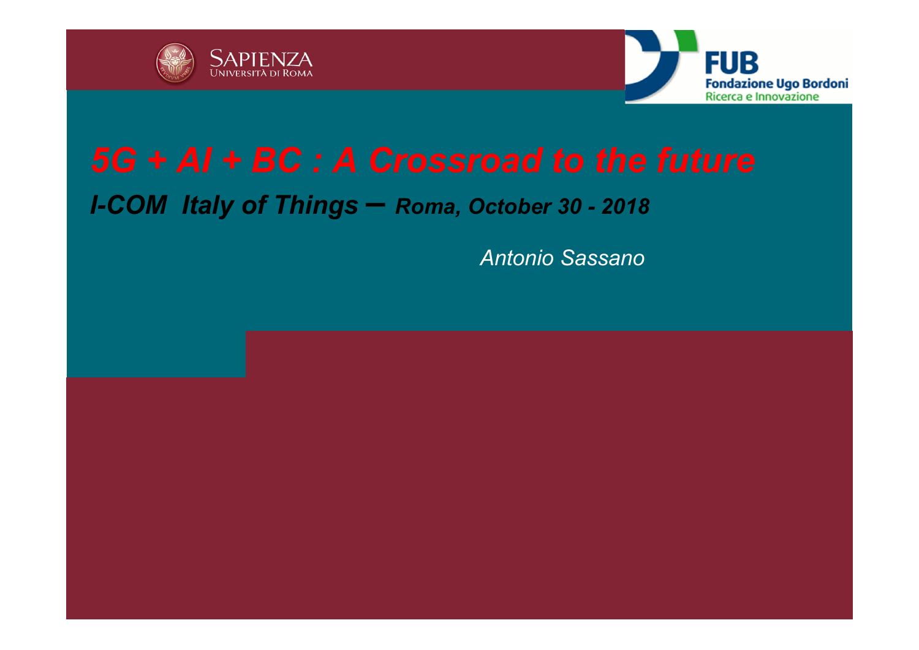SAPIENZA
UNIVERSITÀ DI ROMA

FUB
Fondazione Ugo Bordoni
Ricerca e Innovazione

# *5G + AI + BC : A Crossroad to the future*

***I-COM Italy of Things – Roma, October 30 - 2018***

*Antonio Sassano*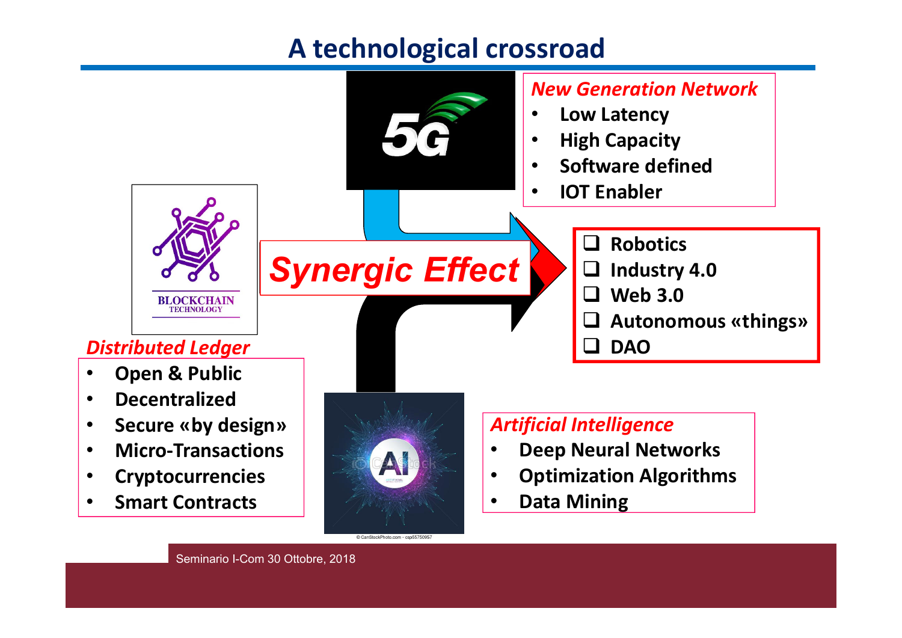# A technological crossroad

*New Generation Network*

- Low Latency
- High Capacity
- Software defined
- IOT Enabler

*Distributed Ledger*

- Open & Public
- Decentralized
- Secure «by design»
- Micro-Transactions
- Cryptocurrencies
- Smart Contracts

*Synergic Effect*

- Robotics
- Industry 4.0
- Web 3.0
- Autonomous «things»
- DAO

*Artificial Intelligence*

- Deep Neural Networks
- Optimization Algorithms
- Data Mining

Seminario I-Com 30 Ottobre, 2018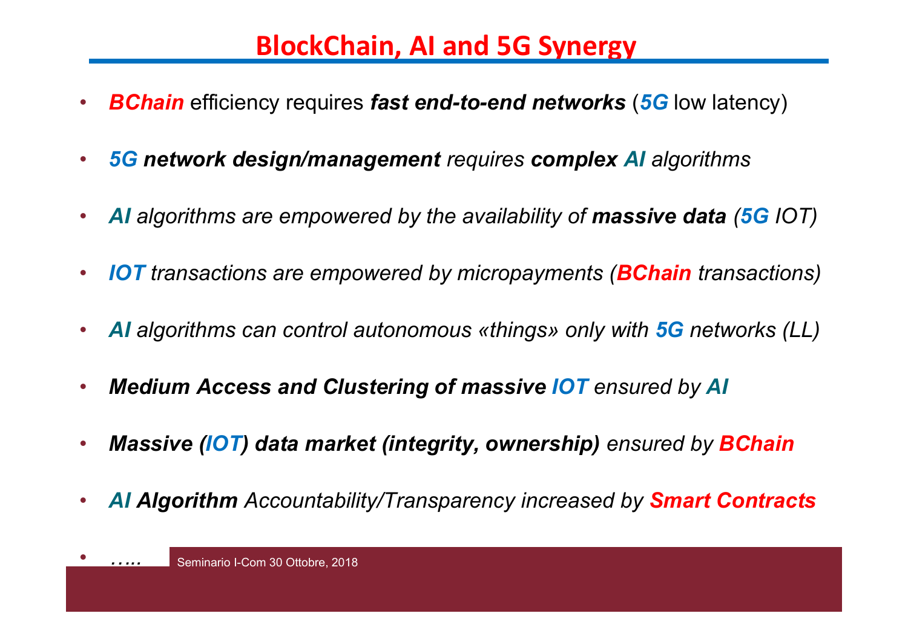# BlockChain, AI and 5G Synergy

- ***BChain*** efficiency requires ***fast end-to-end networks*** (***5G*** low latency)
- ***5G network design/management*** *requires* ***complex AI*** *algorithms*
- ***AI*** *algorithms are empowered by the availability of* ***massive data*** *(**5G** IOT)*
- ***IOT*** *transactions are empowered by micropayments (**BChain** transactions)*
- ***AI*** *algorithms can control autonomous «things» only with* ***5G*** *networks (LL)*
- ***Medium Access and Clustering of massive IOT*** *ensured by* ***AI***
- ***Massive (IOT) data market (integrity, ownership)*** *ensured by* ***BChain***
- ***AI Algorithm*** *Accountability/Transparency increased by* ***Smart Contracts***
- *…..*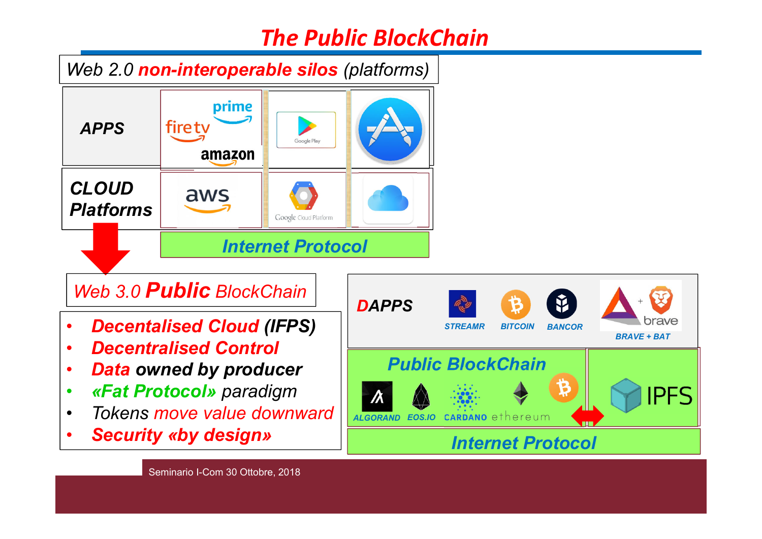# The Public BlockChain

**Web 2.0 *non-interoperable silos* (platforms)**

| | | | |
|---|---|---|---|
| **APPS** | prime, fire tv, amazon | Google Play | App Store |
| **CLOUD Platforms** | aws | Google Cloud Platform | iCloud |
| | **Internet Protocol** | | |

**Web 3.0 *Public* BlockChain**

- ***Decentalised Cloud* (IFPS)**
- ***Decentralised Control***
- ***Data* owned by producer**
- ***«Fat Protocol»* paradigm**
- *Tokens move value downward*
- ***Security «by design»***

| | | |
|---|---|---|
| **DAPPS** | STREAMR, BITCOIN, BANCOR, BRAVE + BAT | |
| **Public BlockChain** | ALGORAND, EOS.IO, CARDANO, ethereum, bitcoin | IPFS |
| **Internet Protocol** | | |

Seminario I-Com 30 Ottobre, 2018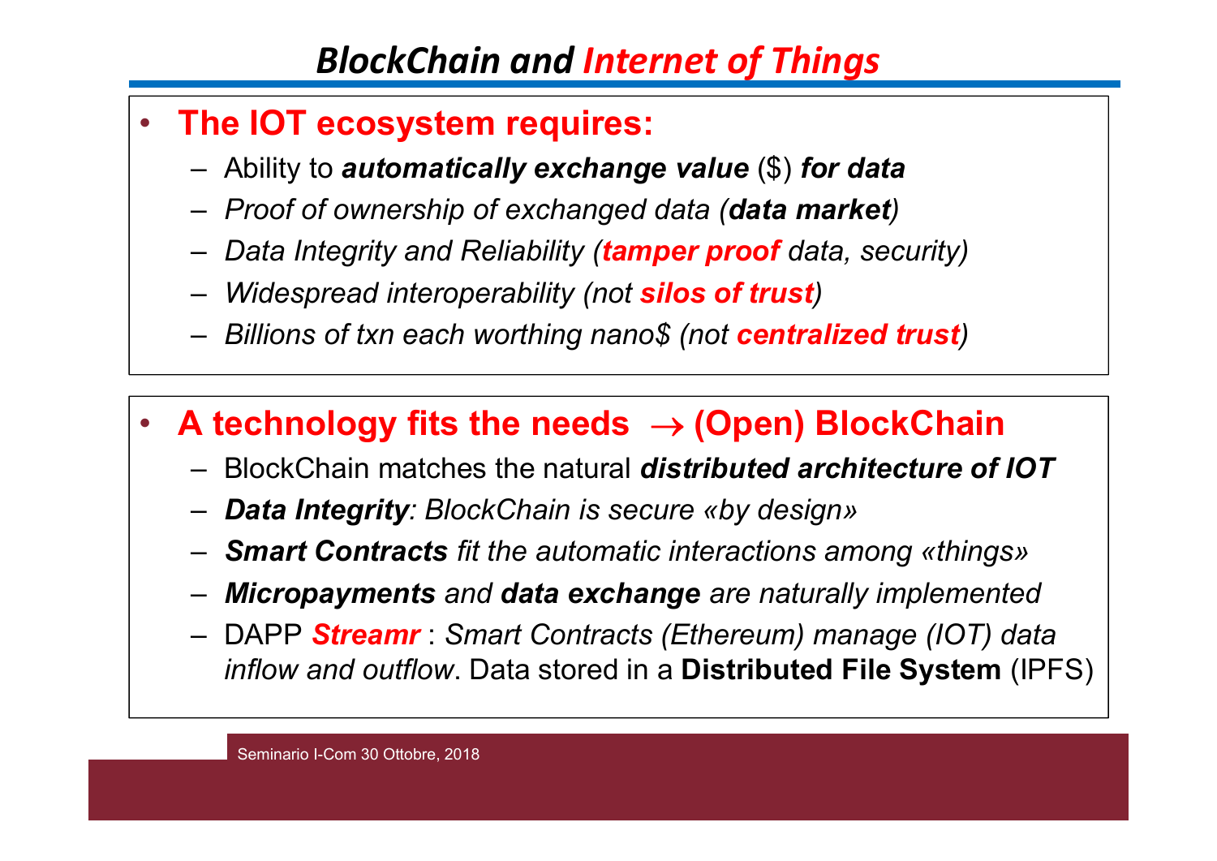# *BlockChain and Internet of Things*

- **The IOT ecosystem requires:**
  - Ability to ***automatically exchange value*** ($) ***for data***
  - *Proof of ownership of exchanged data (**data market**)*
  - *Data Integrity and Reliability (**tamper proof** data, security)*
  - *Widespread interoperability (not **silos of trust**)*
  - *Billions of txn each worthing nano$ (not **centralized trust**)*

- **A technology fits the needs → (Open) BlockChain**
  - BlockChain matches the natural ***distributed architecture of IOT***
  - ***Data Integrity**: BlockChain is secure «by design»*
  - ***Smart Contracts** fit the automatic interactions among «things»*
  - ***Micropayments** and **data exchange** are naturally implemented*
  - DAPP ***Streamr*** : *Smart Contracts (Ethereum) manage (IOT) data inflow and outflow*. Data stored in a **Distributed File System** (IPFS)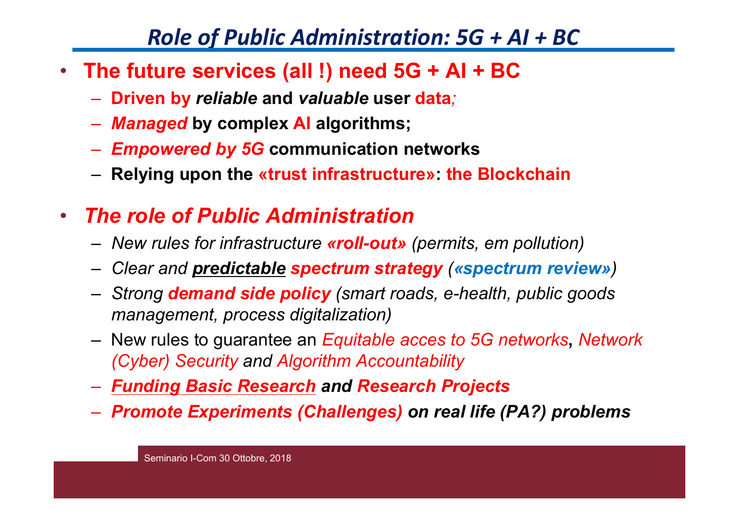# *Role of Public Administration: 5G + AI + BC*

- **The future services (all !) need 5G + AI + BC**
  - **Driven by *reliable* and *valuable* user data*;***
  - ***Managed* by complex AI algorithms;**
  - ***Empowered by 5G* communication networks**
  - **Relying upon the «trust infrastructure»: the Blockchain**

- ***The role of Public Administration***
  - *New rules for infrastructure **«roll-out»** (permits, em pollution)*
  - *Clear and **predictable** **spectrum strategy** (**«spectrum review»**)*
  - *Strong **demand side policy** (smart roads, e-health, public goods management, process digitalization)*
  - New rules to guarantee an *Equitable acces to 5G networks*, *Network (Cyber) Security and Algorithm Accountability*
  - ***Funding Basic Research and Research Projects***
  - ***Promote Experiments (Challenges) on real life (PA?) problems***

Seminario I-Com 30 Ottobre, 2018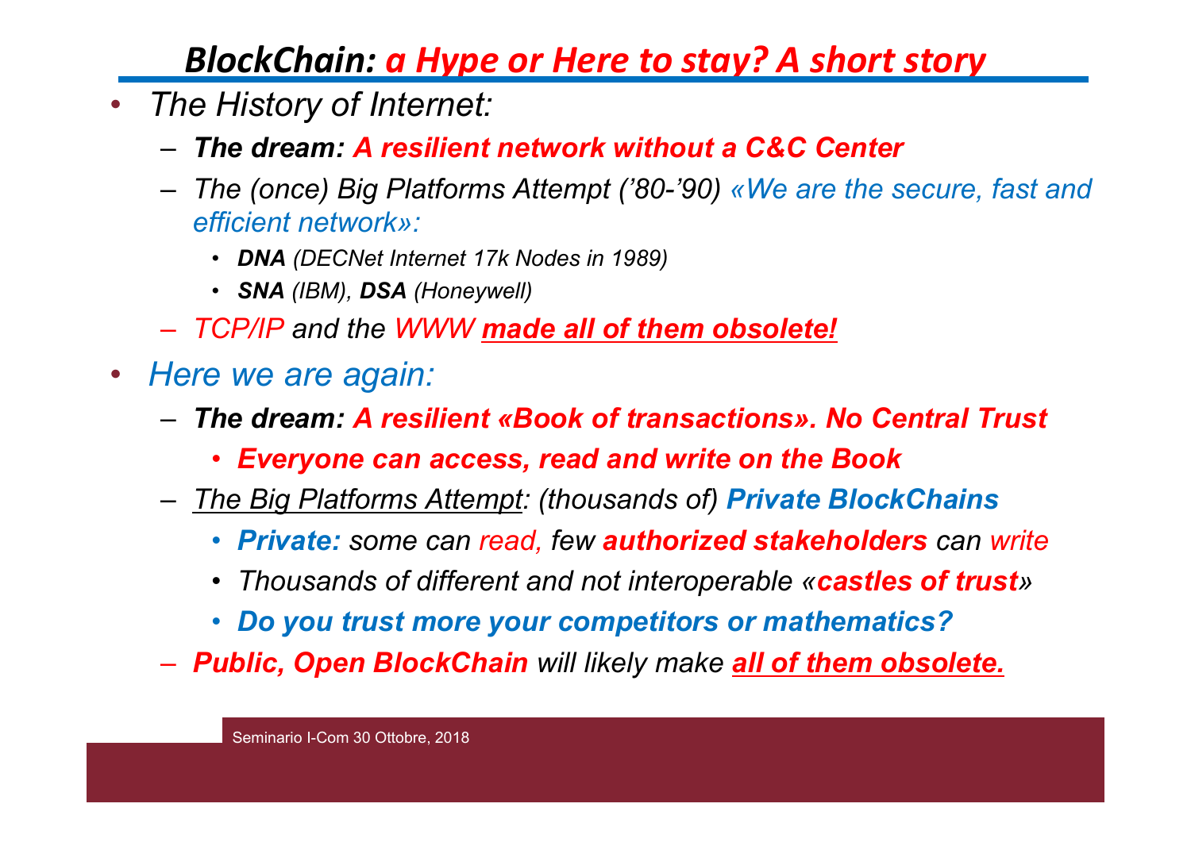# *BlockChain: a Hype or Here to stay? A short story*

- *The History of Internet:*
  - ***The dream: A resilient network without a C&C Center***
  - *The (once) Big Platforms Attempt ('80-'90) «We are the secure, fast and efficient network»:*
    - ***DNA** (DECNet Internet 17k Nodes in 1989)*
    - ***SNA** (IBM), **DSA** (Honeywell)*
  - *TCP/IP and the WWW **made all of them obsolete!***
- *Here we are again:*
  - ***The dream: A resilient «Book of transactions». No Central Trust***
    - ***Everyone can access, read and write on the Book***
  - *The Big Platforms Attempt: (thousands of) **Private BlockChains***
    - ***Private:** some can read, few **authorized stakeholders** can write*
    - *Thousands of different and not interoperable «**castles of trust**»*
    - ***Do you trust more your competitors or mathematics?***
  - ***Public, Open BlockChain** will likely make **all of them obsolete.***

Seminario I-Com 30 Ottobre, 2018